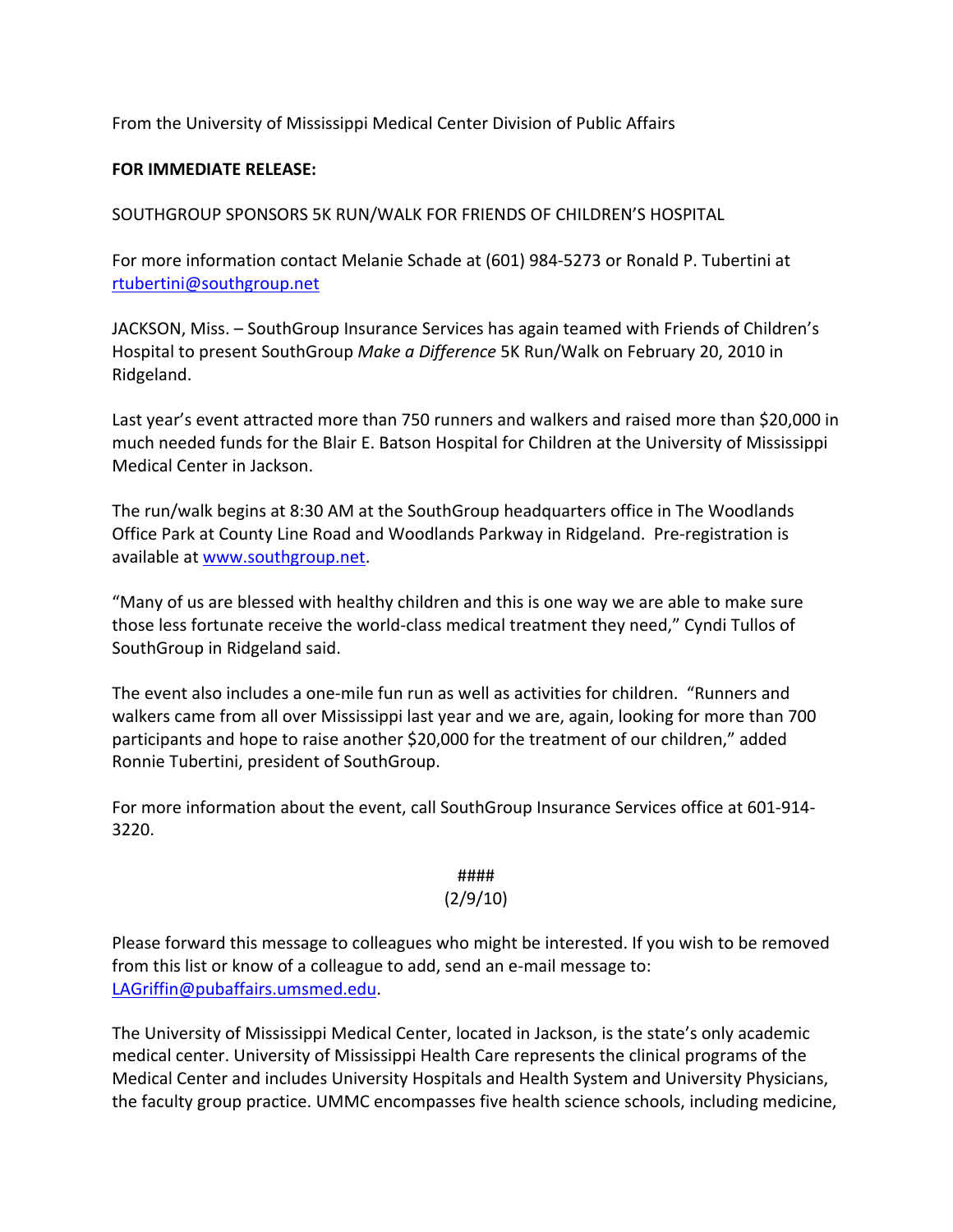From the University of Mississippi Medical Center Division of Public Affairs

**FOR IMMEDIATE RELEASE:**

SOUTHGROUP SPONSORS 5K RUN/WALK FOR FRIENDS OF CHILDREN'S HOSPITAL

For more information contact Melanie Schade at (601) 984-5273 or Ronald P. Tubertini at rtubertini@southgroup.net

JACKSON, Miss. – SouthGroup Insurance Services has again teamed with Friends of Children's Hospital to present SouthGroup *Make a Difference* 5K Run/Walk on February 20, 2010 in Ridgeland.

Last year's event attracted more than 750 runners and walkers and raised more than $20,000 in much needed funds for the Blair E. Batson Hospital for Children at the University of Mississippi Medical Center in Jackson.

The run/walk begins at 8:30 AM at the SouthGroup headquarters office in The Woodlands Office Park at County Line Road and Woodlands Parkway in Ridgeland. Pre-registration is available at www.southgroup.net.

"Many of us are blessed with healthy children and this is one way we are able to make sure those less fortunate receive the world-class medical treatment they need," Cyndi Tullos of SouthGroup in Ridgeland said.

The event also includes a one-mile fun run as well as activities for children. "Runners and walkers came from all over Mississippi last year and we are, again, looking for more than 700 participants and hope to raise another $20,000 for the treatment of our children," added Ronnie Tubertini, president of SouthGroup.

For more information about the event, call SouthGroup Insurance Services office at 601-914-3220.

####

(2/9/10)

Please forward this message to colleagues who might be interested. If you wish to be removed from this list or know of a colleague to add, send an e-mail message to: LAGriffin@pubaffairs.umsmed.edu.

The University of Mississippi Medical Center, located in Jackson, is the state's only academic medical center. University of Mississippi Health Care represents the clinical programs of the Medical Center and includes University Hospitals and Health System and University Physicians, the faculty group practice. UMMC encompasses five health science schools, including medicine,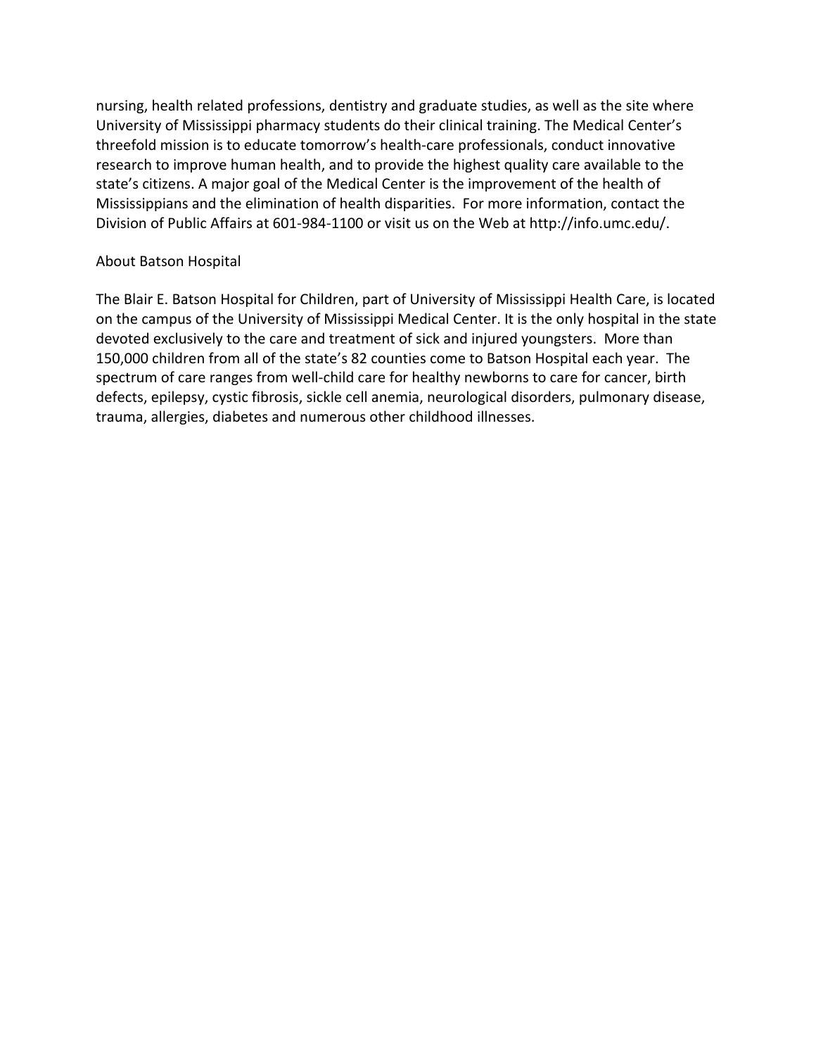nursing, health related professions, dentistry and graduate studies, as well as the site where University of Mississippi pharmacy students do their clinical training. The Medical Center's threefold mission is to educate tomorrow's health-care professionals, conduct innovative research to improve human health, and to provide the highest quality care available to the state's citizens. A major goal of the Medical Center is the improvement of the health of Mississippians and the elimination of health disparities. For more information, contact the Division of Public Affairs at 601-984-1100 or visit us on the Web at http://info.umc.edu/.

About Batson Hospital

The Blair E. Batson Hospital for Children, part of University of Mississippi Health Care, is located on the campus of the University of Mississippi Medical Center. It is the only hospital in the state devoted exclusively to the care and treatment of sick and injured youngsters. More than 150,000 children from all of the state's 82 counties come to Batson Hospital each year. The spectrum of care ranges from well-child care for healthy newborns to care for cancer, birth defects, epilepsy, cystic fibrosis, sickle cell anemia, neurological disorders, pulmonary disease, trauma, allergies, diabetes and numerous other childhood illnesses.